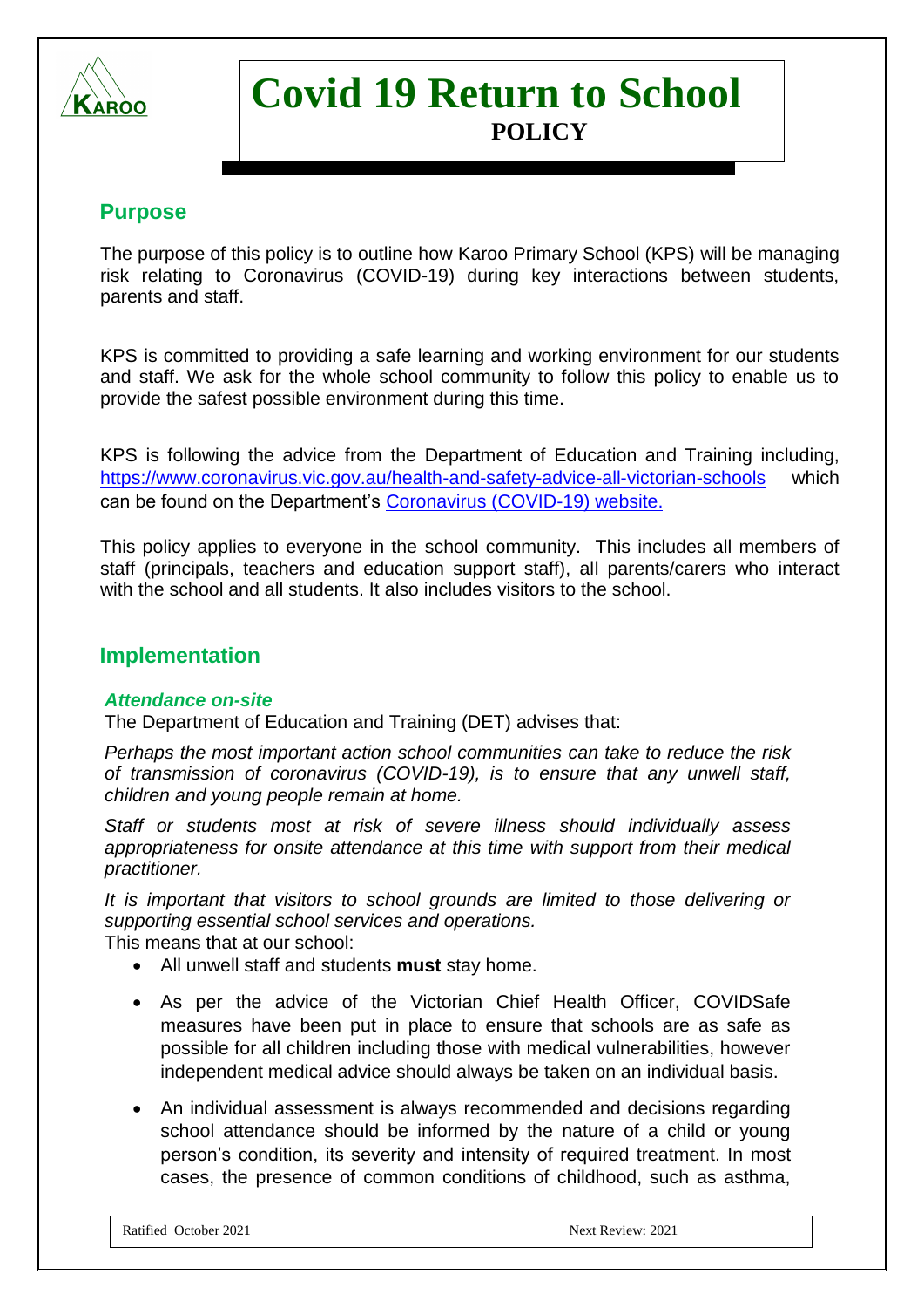# Covid 19 Return to School

**POLICY**

## Purpose

The purpose of this policy is to outline how Karoo Primary School (KPS) will be managing risk relating to Coronavirus (COVID-19) during key interactions between students, parents and staff.

KPS is committed to providing a safe learning and working environment for our students and staff. We ask for the whole school community to follow this policy to enable us to provide the safest possible environment during this time.

KPS is following the advice from the Department of Education and Training including, https://www.coronavirus.vic.gov.au/health-and-safety-advice-all-victorian-schools which can be found on the Department's Coronavirus (COVID-19) website.

This policy applies to everyone in the school community. This includes all members of staff (principals, teachers and education support staff), all parents/carers who interact with the school and all students. It also includes visitors to the school.

## Implementation

### *Attendance on-site*

The Department of Education and Training (DET) advises that:

*Perhaps the most important action school communities can take to reduce the risk of transmission of coronavirus (COVID-19), is to ensure that any unwell staff, children and young people remain at home.*

*Staff or students most at risk of severe illness should individually assess appropriateness for onsite attendance at this time with support from their medical practitioner.*

*It is important that visitors to school grounds are limited to those delivering or supporting essential school services and operations.*

This means that at our school:

- All unwell staff and students **must** stay home.
- As per the advice of the Victorian Chief Health Officer, COVIDSafe measures have been put in place to ensure that schools are as safe as possible for all children including those with medical vulnerabilities, however independent medical advice should always be taken on an individual basis.
- An individual assessment is always recommended and decisions regarding school attendance should be informed by the nature of a child or young person's condition, its severity and intensity of required treatment. In most cases, the presence of common conditions of childhood, such as asthma,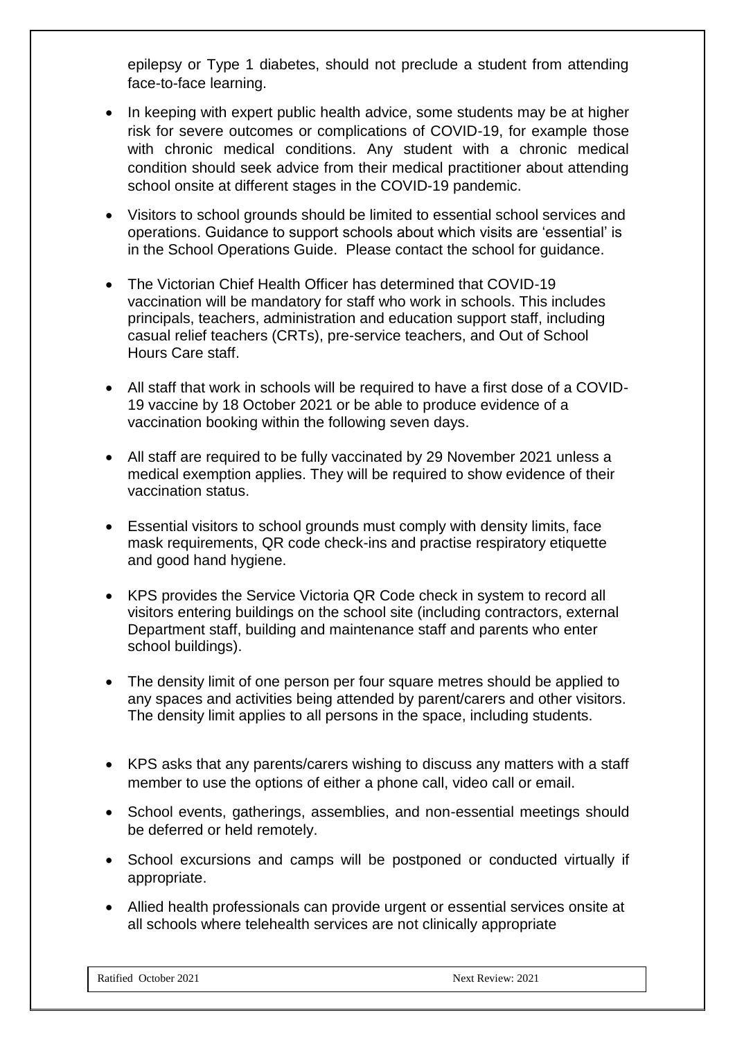epilepsy or Type 1 diabetes, should not preclude a student from attending face-to-face learning.

- In keeping with expert public health advice, some students may be at higher risk for severe outcomes or complications of COVID-19, for example those with chronic medical conditions. Any student with a chronic medical condition should seek advice from their medical practitioner about attending school onsite at different stages in the COVID-19 pandemic.
- Visitors to school grounds should be limited to essential school services and operations. Guidance to support schools about which visits are 'essential' is in the School Operations Guide. Please contact the school for guidance.
- The Victorian Chief Health Officer has determined that COVID-19 vaccination will be mandatory for staff who work in schools. This includes principals, teachers, administration and education support staff, including casual relief teachers (CRTs), pre-service teachers, and Out of School Hours Care staff.
- All staff that work in schools will be required to have a first dose of a COVID-19 vaccine by 18 October 2021 or be able to produce evidence of a vaccination booking within the following seven days.
- All staff are required to be fully vaccinated by 29 November 2021 unless a medical exemption applies. They will be required to show evidence of their vaccination status.
- Essential visitors to school grounds must comply with density limits, face mask requirements, QR code check-ins and practise respiratory etiquette and good hand hygiene.
- KPS provides the Service Victoria QR Code check in system to record all visitors entering buildings on the school site (including contractors, external Department staff, building and maintenance staff and parents who enter school buildings).
- The density limit of one person per four square metres should be applied to any spaces and activities being attended by parent/carers and other visitors. The density limit applies to all persons in the space, including students.
- KPS asks that any parents/carers wishing to discuss any matters with a staff member to use the options of either a phone call, video call or email.
- School events, gatherings, assemblies, and non-essential meetings should be deferred or held remotely.
- School excursions and camps will be postponed or conducted virtually if appropriate.
- Allied health professionals can provide urgent or essential services onsite at all schools where telehealth services are not clinically appropriate

Ratified October 2021 Next Review: 2021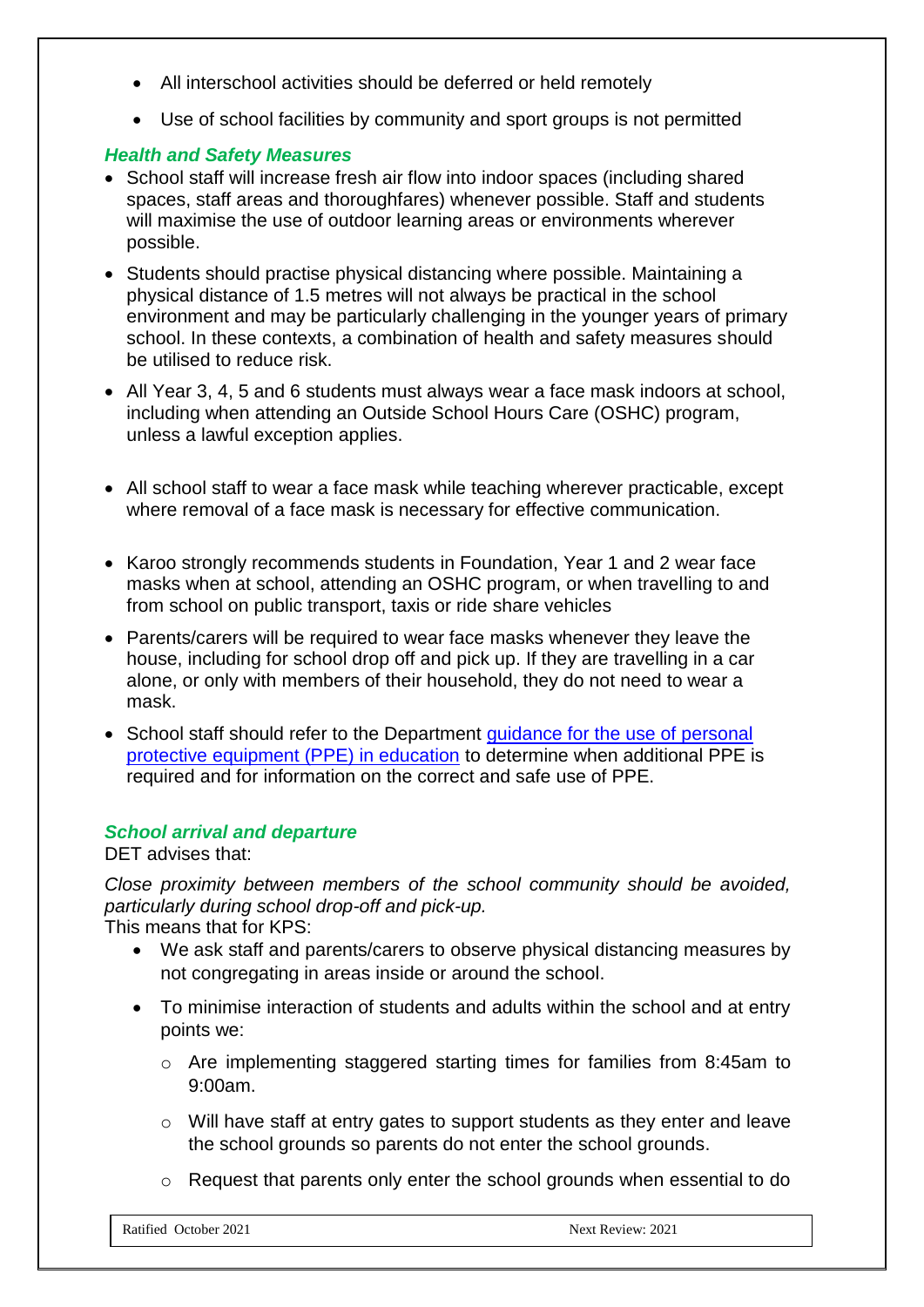- All interschool activities should be deferred or held remotely
- Use of school facilities by community and sport groups is not permitted

### *Health and Safety Measures*

- School staff will increase fresh air flow into indoor spaces (including shared spaces, staff areas and thoroughfares) whenever possible. Staff and students will maximise the use of outdoor learning areas or environments wherever possible.
- Students should practise physical distancing where possible. Maintaining a physical distance of 1.5 metres will not always be practical in the school environment and may be particularly challenging in the younger years of primary school. In these contexts, a combination of health and safety measures should be utilised to reduce risk.
- All Year 3, 4, 5 and 6 students must always wear a face mask indoors at school, including when attending an Outside School Hours Care (OSHC) program, unless a lawful exception applies.
- All school staff to wear a face mask while teaching wherever practicable, except where removal of a face mask is necessary for effective communication.
- Karoo strongly recommends students in Foundation, Year 1 and 2 wear face masks when at school, attending an OSHC program, or when travelling to and from school on public transport, taxis or ride share vehicles
- Parents/carers will be required to wear face masks whenever they leave the house, including for school drop off and pick up. If they are travelling in a car alone, or only with members of their household, they do not need to wear a mask.
- School staff should refer to the Department guidance for the use of personal protective equipment (PPE) in education to determine when additional PPE is required and for information on the correct and safe use of PPE.

### *School arrival and departure*

DET advises that:

*Close proximity between members of the school community should be avoided, particularly during school drop-off and pick-up.*

This means that for KPS:

- We ask staff and parents/carers to observe physical distancing measures by not congregating in areas inside or around the school.
- To minimise interaction of students and adults within the school and at entry points we:
  - Are implementing staggered starting times for families from 8:45am to 9:00am.
  - Will have staff at entry gates to support students as they enter and leave the school grounds so parents do not enter the school grounds.
  - Request that parents only enter the school grounds when essential to do

Ratified October 2021 Next Review: 2021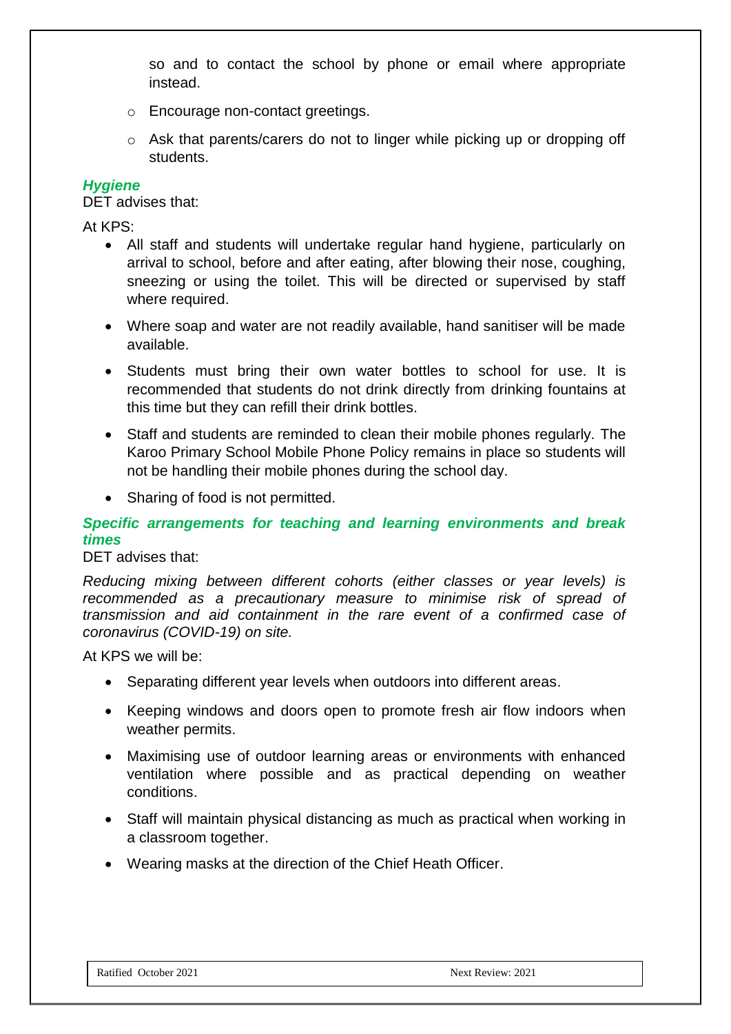so and to contact the school by phone or email where appropriate instead.

  - Encourage non-contact greetings.
  - Ask that parents/carers do not to linger while picking up or dropping off students.

***Hygiene***

DET advises that:

At KPS:

- All staff and students will undertake regular hand hygiene, particularly on arrival to school, before and after eating, after blowing their nose, coughing, sneezing or using the toilet. This will be directed or supervised by staff where required.
- Where soap and water are not readily available, hand sanitiser will be made available.
- Students must bring their own water bottles to school for use. It is recommended that students do not drink directly from drinking fountains at this time but they can refill their drink bottles.
- Staff and students are reminded to clean their mobile phones regularly. The Karoo Primary School Mobile Phone Policy remains in place so students will not be handling their mobile phones during the school day.
- Sharing of food is not permitted.

***Specific arrangements for teaching and learning environments and break times***

DET advises that:

*Reducing mixing between different cohorts (either classes or year levels) is recommended as a precautionary measure to minimise risk of spread of transmission and aid containment in the rare event of a confirmed case of coronavirus (COVID-19) on site.*

At KPS we will be:

- Separating different year levels when outdoors into different areas.
- Keeping windows and doors open to promote fresh air flow indoors when weather permits.
- Maximising use of outdoor learning areas or environments with enhanced ventilation where possible and as practical depending on weather conditions.
- Staff will maintain physical distancing as much as practical when working in a classroom together.
- Wearing masks at the direction of the Chief Heath Officer.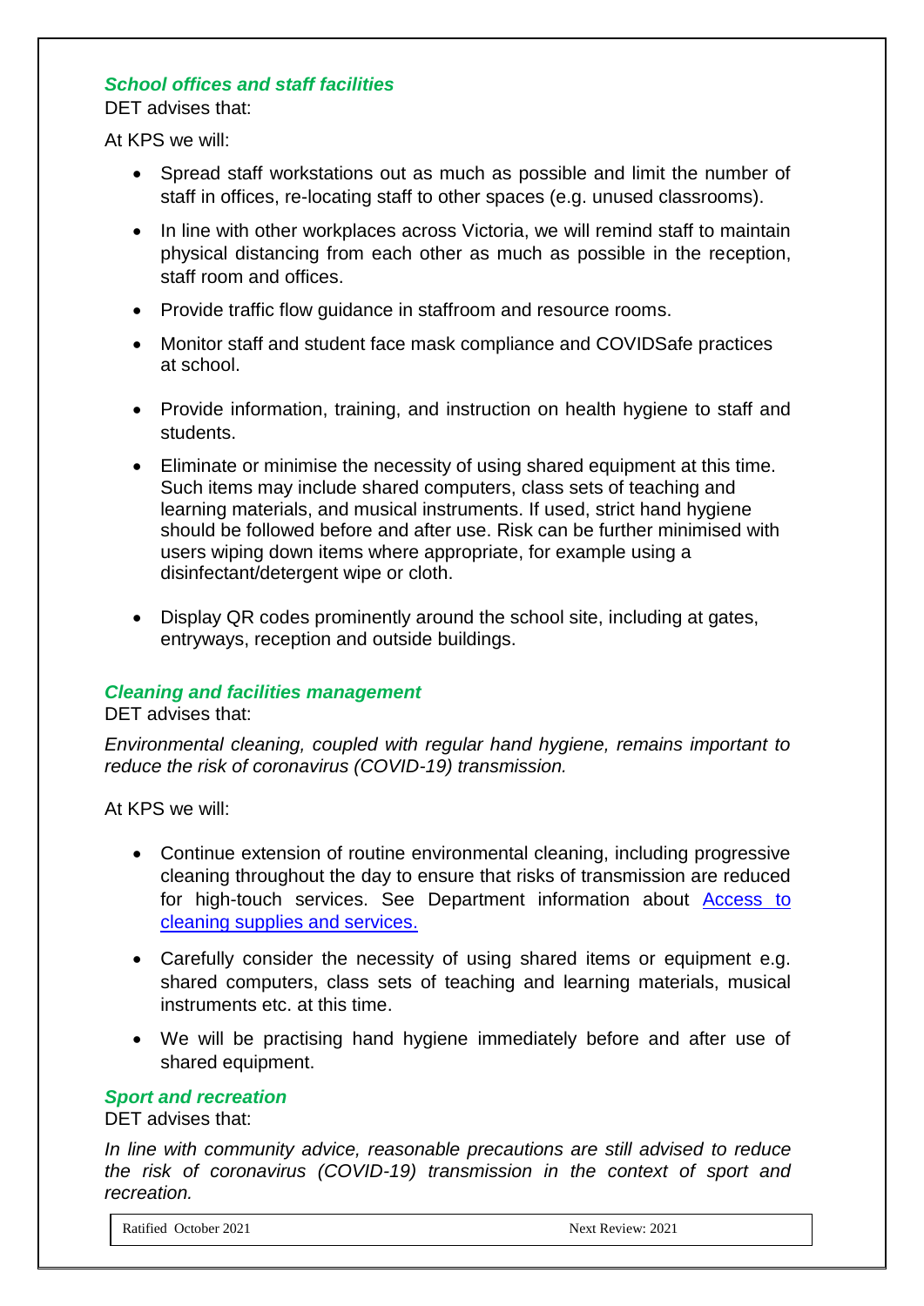### *School offices and staff facilities*

DET advises that:

At KPS we will:

- Spread staff workstations out as much as possible and limit the number of staff in offices, re-locating staff to other spaces (e.g. unused classrooms).
- In line with other workplaces across Victoria, we will remind staff to maintain physical distancing from each other as much as possible in the reception, staff room and offices.
- Provide traffic flow guidance in staffroom and resource rooms.
- Monitor staff and student face mask compliance and COVIDSafe practices at school.
- Provide information, training, and instruction on health hygiene to staff and students.
- Eliminate or minimise the necessity of using shared equipment at this time. Such items may include shared computers, class sets of teaching and learning materials, and musical instruments. If used, strict hand hygiene should be followed before and after use. Risk can be further minimised with users wiping down items where appropriate, for example using a disinfectant/detergent wipe or cloth.
- Display QR codes prominently around the school site, including at gates, entryways, reception and outside buildings.

### *Cleaning and facilities management*

DET advises that:

*Environmental cleaning, coupled with regular hand hygiene, remains important to reduce the risk of coronavirus (COVID-19) transmission.*

At KPS we will:

- Continue extension of routine environmental cleaning, including progressive cleaning throughout the day to ensure that risks of transmission are reduced for high-touch services. See Department information about [Access to cleaning supplies and services.]()
- Carefully consider the necessity of using shared items or equipment e.g. shared computers, class sets of teaching and learning materials, musical instruments etc. at this time.
- We will be practising hand hygiene immediately before and after use of shared equipment.

### *Sport and recreation*

DET advises that:

*In line with community advice, reasonable precautions are still advised to reduce the risk of coronavirus (COVID-19) transmission in the context of sport and recreation.*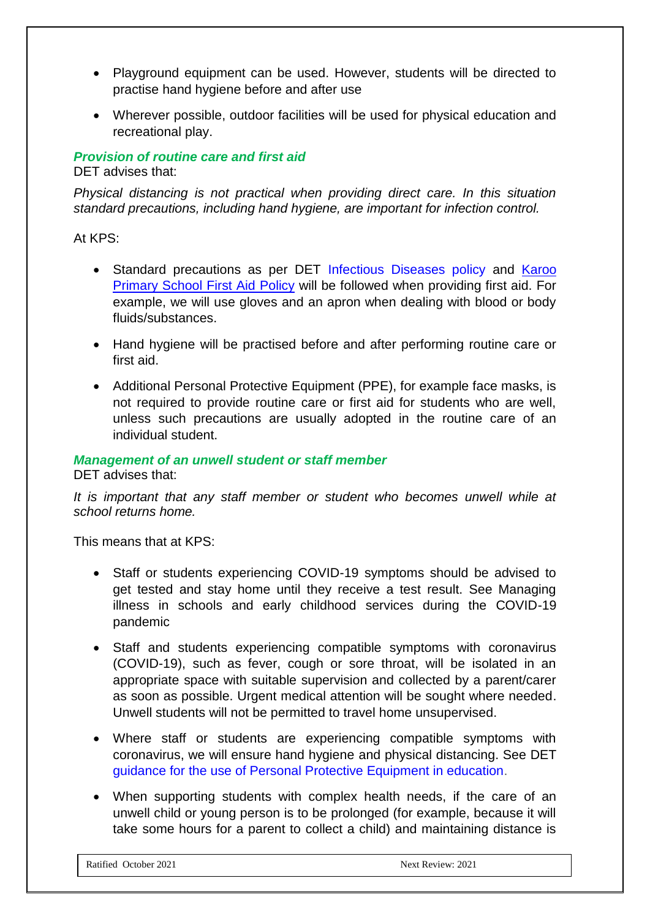- Playground equipment can be used. However, students will be directed to practise hand hygiene before and after use
- Wherever possible, outdoor facilities will be used for physical education and recreational play.

### *Provision of routine care and first aid*

DET advises that:

*Physical distancing is not practical when providing direct care. In this situation standard precautions, including hand hygiene, are important for infection control.*

At KPS:

- Standard precautions as per DET Infectious Diseases policy and Karoo Primary School First Aid Policy will be followed when providing first aid. For example, we will use gloves and an apron when dealing with blood or body fluids/substances.
- Hand hygiene will be practised before and after performing routine care or first aid.
- Additional Personal Protective Equipment (PPE), for example face masks, is not required to provide routine care or first aid for students who are well, unless such precautions are usually adopted in the routine care of an individual student.

### *Management of an unwell student or staff member*

DET advises that:

*It is important that any staff member or student who becomes unwell while at school returns home.*

This means that at KPS:

- Staff or students experiencing COVID-19 symptoms should be advised to get tested and stay home until they receive a test result. See Managing illness in schools and early childhood services during the COVID-19 pandemic
- Staff and students experiencing compatible symptoms with coronavirus (COVID-19), such as fever, cough or sore throat, will be isolated in an appropriate space with suitable supervision and collected by a parent/carer as soon as possible. Urgent medical attention will be sought where needed. Unwell students will not be permitted to travel home unsupervised.
- Where staff or students are experiencing compatible symptoms with coronavirus, we will ensure hand hygiene and physical distancing. See DET guidance for the use of Personal Protective Equipment in education.
- When supporting students with complex health needs, if the care of an unwell child or young person is to be prolonged (for example, because it will take some hours for a parent to collect a child) and maintaining distance is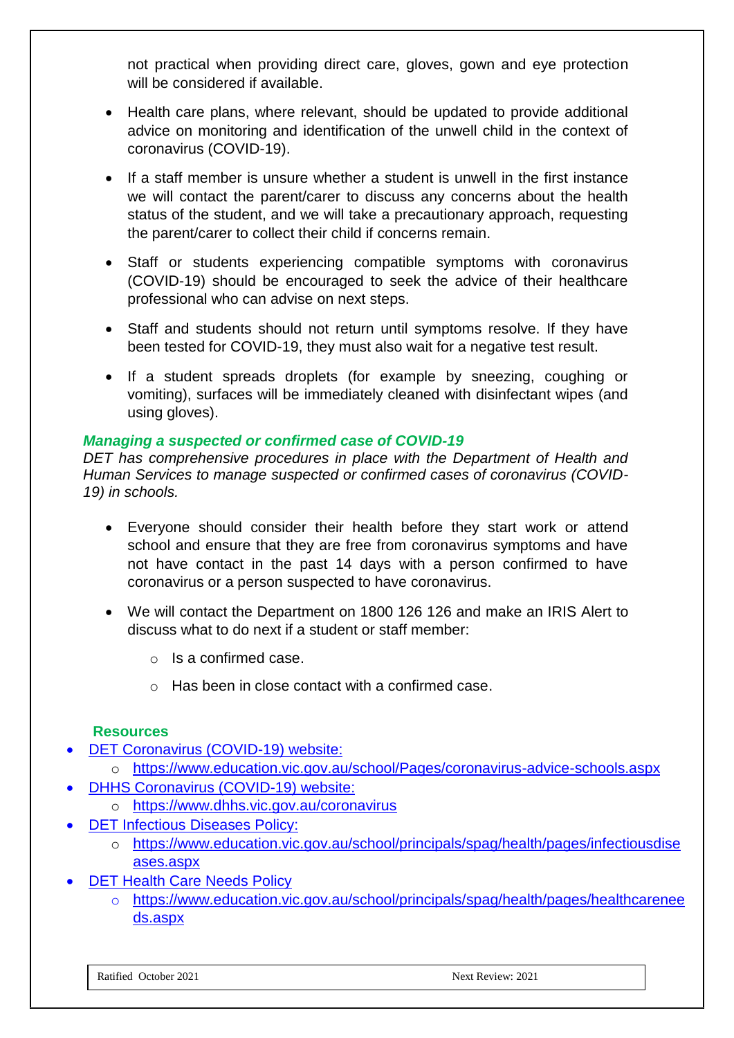not practical when providing direct care, gloves, gown and eye protection will be considered if available.

- Health care plans, where relevant, should be updated to provide additional advice on monitoring and identification of the unwell child in the context of coronavirus (COVID-19).
- If a staff member is unsure whether a student is unwell in the first instance we will contact the parent/carer to discuss any concerns about the health status of the student, and we will take a precautionary approach, requesting the parent/carer to collect their child if concerns remain.
- Staff or students experiencing compatible symptoms with coronavirus (COVID-19) should be encouraged to seek the advice of their healthcare professional who can advise on next steps.
- Staff and students should not return until symptoms resolve. If they have been tested for COVID-19, they must also wait for a negative test result.
- If a student spreads droplets (for example by sneezing, coughing or vomiting), surfaces will be immediately cleaned with disinfectant wipes (and using gloves).

***Managing a suspected or confirmed case of COVID-19***

*DET has comprehensive procedures in place with the Department of Health and Human Services to manage suspected or confirmed cases of coronavirus (COVID-19) in schools.*

- Everyone should consider their health before they start work or attend school and ensure that they are free from coronavirus symptoms and have not have contact in the past 14 days with a person confirmed to have coronavirus or a person suspected to have coronavirus.
- We will contact the Department on 1800 126 126 and make an IRIS Alert to discuss what to do next if a student or staff member:
    - Is a confirmed case.
    - Has been in close contact with a confirmed case.

**Resources**

- DET Coronavirus (COVID-19) website:
    - https://www.education.vic.gov.au/school/Pages/coronavirus-advice-schools.aspx
- DHHS Coronavirus (COVID-19) website:
    - https://www.dhhs.vic.gov.au/coronavirus
- DET Infectious Diseases Policy:
    - https://www.education.vic.gov.au/school/principals/spag/health/pages/infectiousdiseases.aspx
- DET Health Care Needs Policy
    - https://www.education.vic.gov.au/school/principals/spag/health/pages/healthcareneeds.aspx

| Ratified October 2021 | Next Review: 2021 |
| --- | --- |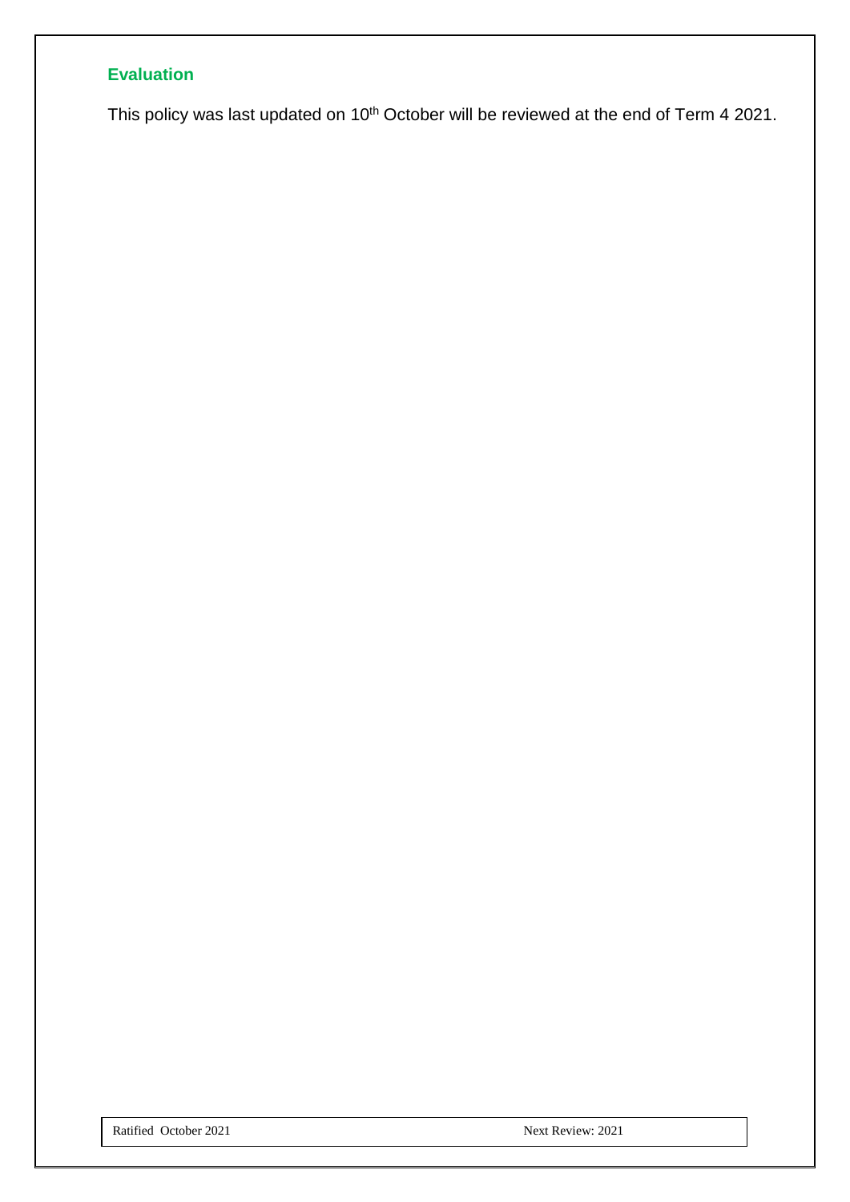## Evaluation

This policy was last updated on 10th October will be reviewed at the end of Term 4 2021.